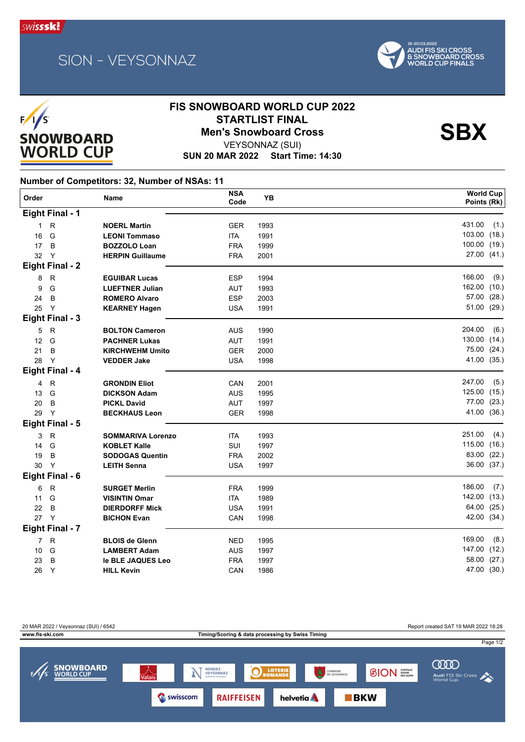SION - VEYSONNAZ

19-20.03.2022 AUDI FIS SKI CROSS & SNOWBOARD CROSS WORLD CUP FINALS

# FIS SNOWBOARD WORLD CUP 2022

## STARTLIST FINAL

## Men's Snowboard Cross

**SBX**

VEYSONNAZ (SUI)

**SUN 20 MAR 2022 Start Time: 14:30**

### Number of Competitors: 32, Number of NSAs: 11

| Order | | Name | NSA Code | YB | World Cup Points (Rk) |
|---|---|---|---|---|---|
| **Eight Final - 1** | | | | | |
| 1 | R | **NOERL Martin** | GER | 1993 | 431.00 (1.) |
| 16 | G | **LEONI Tommaso** | ITA | 1991 | 103.00 (18.) |
| 17 | B | **BOZZOLO Loan** | FRA | 1999 | 100.00 (19.) |
| 32 | Y | **HERPIN Guillaume** | FRA | 2001 | 27.00 (41.) |
| **Eight Final - 2** | | | | | |
| 8 | R | **EGUIBAR Lucas** | ESP | 1994 | 166.00 (9.) |
| 9 | G | **LUEFTNER Julian** | AUT | 1993 | 162.00 (10.) |
| 24 | B | **ROMERO Alvaro** | ESP | 2003 | 57.00 (28.) |
| 25 | Y | **KEARNEY Hagen** | USA | 1991 | 51.00 (29.) |
| **Eight Final - 3** | | | | | |
| 5 | R | **BOLTON Cameron** | AUS | 1990 | 204.00 (6.) |
| 12 | G | **PACHNER Lukas** | AUT | 1991 | 130.00 (14.) |
| 21 | B | **KIRCHWEHM Umito** | GER | 2000 | 75.00 (24.) |
| 28 | Y | **VEDDER Jake** | USA | 1998 | 41.00 (35.) |
| **Eight Final - 4** | | | | | |
| 4 | R | **GRONDIN Eliot** | CAN | 2001 | 247.00 (5.) |
| 13 | G | **DICKSON Adam** | AUS | 1995 | 125.00 (15.) |
| 20 | B | **PICKL David** | AUT | 1997 | 77.00 (23.) |
| 29 | Y | **BECKHAUS Leon** | GER | 1998 | 41.00 (36.) |
| **Eight Final - 5** | | | | | |
| 3 | R | **SOMMARIVA Lorenzo** | ITA | 1993 | 251.00 (4.) |
| 14 | G | **KOBLET Kalle** | SUI | 1997 | 115.00 (16.) |
| 19 | B | **SODOGAS Quentin** | FRA | 2002 | 83.00 (22.) |
| 30 | Y | **LEITH Senna** | USA | 1997 | 36.00 (37.) |
| **Eight Final - 6** | | | | | |
| 6 | R | **SURGET Merlin** | FRA | 1999 | 186.00 (7.) |
| 11 | G | **VISINTIN Omar** | ITA | 1989 | 142.00 (13.) |
| 22 | B | **DIERDORFF Mick** | USA | 1991 | 64.00 (25.) |
| 27 | Y | **BICHON Evan** | CAN | 1998 | 42.00 (34.) |
| **Eight Final - 7** | | | | | |
| 7 | R | **BLOIS de Glenn** | NED | 1995 | 169.00 (8.) |
| 10 | G | **LAMBERT Adam** | AUS | 1997 | 147.00 (12.) |
| 23 | B | **le BLE JAQUES Leo** | FRA | 1997 | 58.00 (27.) |
| 26 | Y | **HILL Kevin** | CAN | 1986 | 47.00 (30.) |

20 MAR 2022 / Veysonnaz (SUI) / 6542 — Report created SAT 19 MAR 2022 18:28

www.fis-ski.com — Timing/Scoring & data processing by Swiss Timing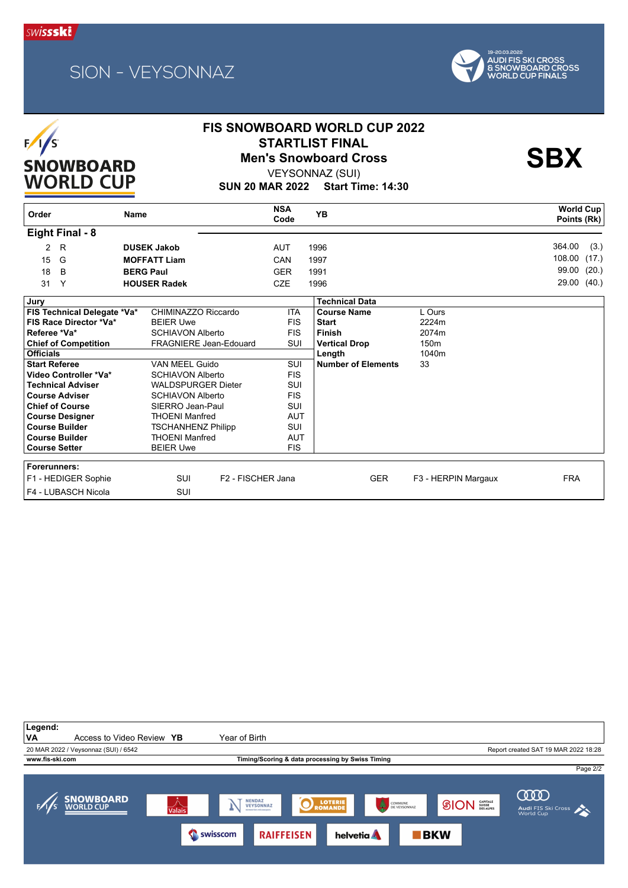SION - VEYSONNAZ

19-20.03.2022 AUDI FIS SKI CROSS & SNOWBOARD CROSS WORLD CUP FINALS

# FIS SNOWBOARD WORLD CUP 2022

## STARTLIST FINAL

### Men's Snowboard Cross

**SBX**

VEYSONNAZ (SUI)

**SUN 20 MAR 2022 Start Time: 14:30**

| Order | | Name | NSA Code | YB | World Cup Points (Rk) |
|---|---|---|---|---|---|
| **Eight Final - 8** | | | | | |
| 2 | R | **DUSEK Jakob** | AUT | 1996 | 364.00 (3.) |
| 15 | G | **MOFFATT Liam** | CAN | 1997 | 108.00 (17.) |
| 18 | B | **BERG Paul** | GER | 1991 | 99.00 (20.) |
| 31 | Y | **HOUSER Radek** | CZE | 1996 | 29.00 (40.) |

| Jury | | | Technical Data | |
|---|---|---|---|---|
| **FIS Technical Delegate *Va*** | CHIMINAZZO Riccardo | ITA | **Course Name** | L Ours |
| **FIS Race Director *Va*** | BEIER Uwe | FIS | **Start** | 2224m |
| **Referee *Va*** | SCHIAVON Alberto | FIS | **Finish** | 2074m |
| **Chief of Competition** | FRAGNIERE Jean-Edouard | SUI | **Vertical Drop** | 150m |
| **Officials** | | | **Length** | 1040m |
| **Start Referee** | VAN MEEL Guido | SUI | **Number of Elements** | 33 |
| **Video Controller *Va*** | SCHIAVON Alberto | FIS | | |
| **Technical Adviser** | WALDSPURGER Dieter | SUI | | |
| **Course Adviser** | SCHIAVON Alberto | FIS | | |
| **Chief of Course** | SIERRO Jean-Paul | SUI | | |
| **Course Designer** | THOENI Manfred | AUT | | |
| **Course Builder** | TSCHANHENZ Philipp | SUI | | |
| **Course Builder** | THOENI Manfred | AUT | | |
| **Course Setter** | BEIER Uwe | FIS | | |

**Forerunners:**

| | | | | | |
|---|---|---|---|---|---|
| F1 - HEDIGER Sophie | SUI | F2 - FISCHER Jana | GER | F3 - HERPIN Margaux | FRA |
| F4 - LUBASCH Nicola | SUI | | | | |

**Legend:**

**VA** Access to Video Review **YB** Year of Birth

20 MAR 2022 / Veysonnaz (SUI) / 6542 — Report created SAT 19 MAR 2022 18:28

**www.fis-ski.com** — **Timing/Scoring & data processing by Swiss Timing**